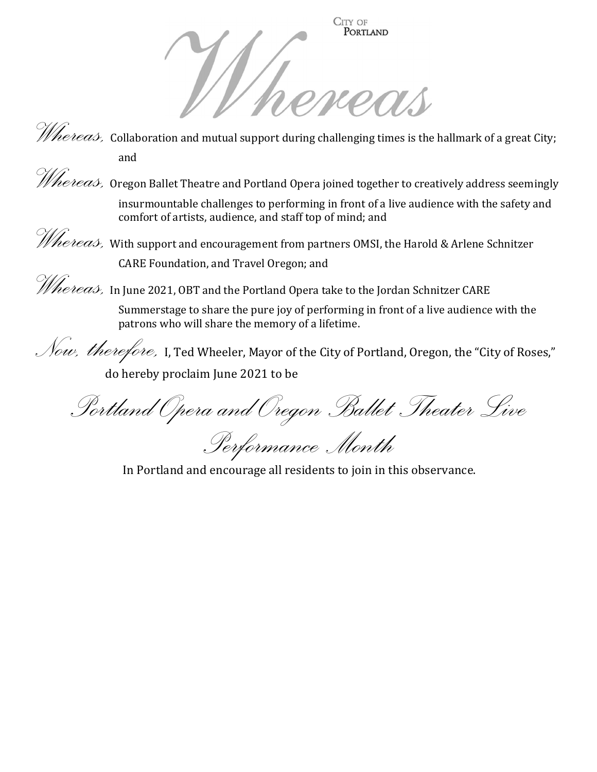City of Portland

# Whereas

*Whereas,* Collaboration and mutual support during challenging times is the hallmark of a great City; and

*Whereas,* Oregon Ballet Theatre and Portland Opera joined together to creatively address seemingly insurmountable challenges to performing in front of a live audience with the safety and comfort of artists, audience, and staff top of mind; and

*Whereas,* With support and encouragement from partners OMSI, the Harold & Arlene Schnitzer CARE Foundation, and Travel Oregon; and

*Whereas,* In June 2021, OBT and the Portland Opera take to the Jordan Schnitzer CARE Summerstage to share the pure joy of performing in front of a live audience with the patrons who will share the memory of a lifetime.

*Now, therefore,* I, Ted Wheeler, Mayor of the City of Portland, Oregon, the "City of Roses," do hereby proclaim June 2021 to be

## *Portland Opera and Oregon Ballet Theater Live Performance Month*

In Portland and encourage all residents to join in this observance.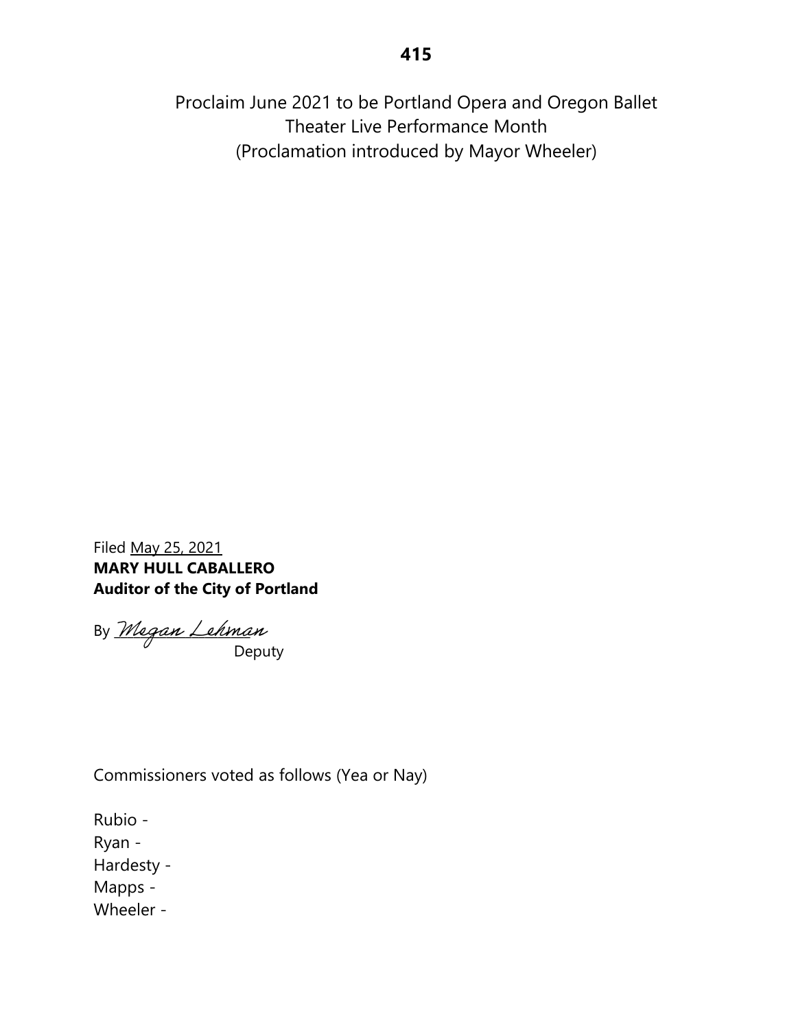**415**

Proclaim June 2021 to be Portland Opera and Oregon Ballet Theater Live Performance Month
(Proclamation introduced by Mayor Wheeler)

Filed May 25, 2021
**MARY HULL CABALLERO**
**Auditor of the City of Portland**

By *Megan Lehman*
Deputy

Commissioners voted as follows (Yea or Nay)

Rubio -
Ryan -
Hardesty -
Mapps -
Wheeler -